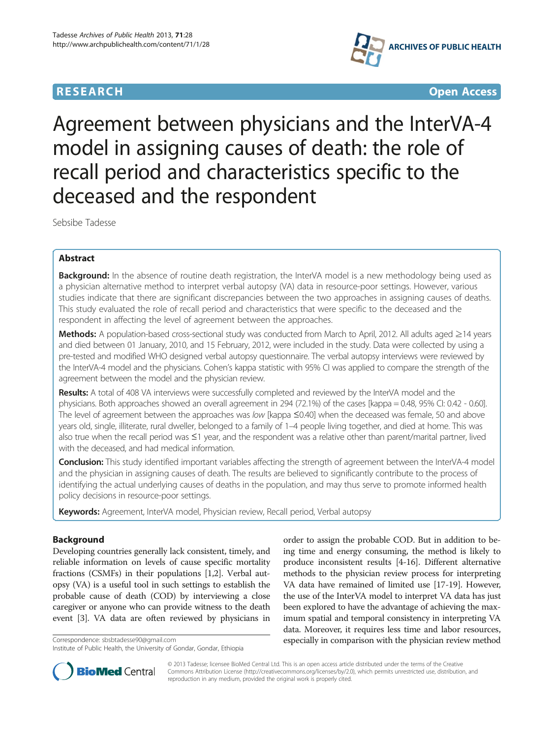**RESEARCH** **Open Access**

# Agreement between physicians and the InterVA-4 model in assigning causes of death: the role of recall period and characteristics specific to the deceased and the respondent

Sebsibe Tadesse

## Abstract

**Background:** In the absence of routine death registration, the InterVA model is a new methodology being used as a physician alternative method to interpret verbal autopsy (VA) data in resource-poor settings. However, various studies indicate that there are significant discrepancies between the two approaches in assigning causes of deaths. This study evaluated the role of recall period and characteristics that were specific to the deceased and the respondent in affecting the level of agreement between the approaches.

**Methods:** A population-based cross-sectional study was conducted from March to April, 2012. All adults aged ≥14 years and died between 01 January, 2010, and 15 February, 2012, were included in the study. Data were collected by using a pre-tested and modified WHO designed verbal autopsy questionnaire. The verbal autopsy interviews were reviewed by the InterVA-4 model and the physicians. Cohen's kappa statistic with 95% CI was applied to compare the strength of the agreement between the model and the physician review.

**Results:** A total of 408 VA interviews were successfully completed and reviewed by the InterVA model and the physicians. Both approaches showed an overall agreement in 294 (72.1%) of the cases [kappa = 0.48, 95% CI: 0.42 - 0.60]. The level of agreement between the approaches was *low* [kappa ≤0.40] when the deceased was female, 50 and above years old, single, illiterate, rural dweller, belonged to a family of 1–4 people living together, and died at home. This was also true when the recall period was ≤1 year, and the respondent was a relative other than parent/marital partner, lived with the deceased, and had medical information.

**Conclusion:** This study identified important variables affecting the strength of agreement between the InterVA-4 model and the physician in assigning causes of death. The results are believed to significantly contribute to the process of identifying the actual underlying causes of deaths in the population, and may thus serve to promote informed health policy decisions in resource-poor settings.

**Keywords:** Agreement, InterVA model, Physician review, Recall period, Verbal autopsy

## Background

Developing countries generally lack consistent, timely, and reliable information on levels of cause specific mortality fractions (CSMFs) in their populations [1,2]. Verbal autopsy (VA) is a useful tool in such settings to establish the probable cause of death (COD) by interviewing a close caregiver or anyone who can provide witness to the death event [3]. VA data are often reviewed by physicians in order to assign the probable COD. But in addition to being time and energy consuming, the method is likely to produce inconsistent results [4-16]. Different alternative methods to the physician review process for interpreting VA data have remained of limited use [17-19]. However, the use of the InterVA model to interpret VA data has just been explored to have the advantage of achieving the maximum spatial and temporal consistency in interpreting VA data. Moreover, it requires less time and labor resources, especially in comparison with the physician review method

Correspondence: sbsbtadesse90@gmail.com
Institute of Public Health, the University of Gondar, Gondar, Ethiopia

© 2013 Tadesse; licensee BioMed Central Ltd. This is an open access article distributed under the terms of the Creative Commons Attribution License (http://creativecommons.org/licenses/by/2.0), which permits unrestricted use, distribution, and reproduction in any medium, provided the original work is properly cited.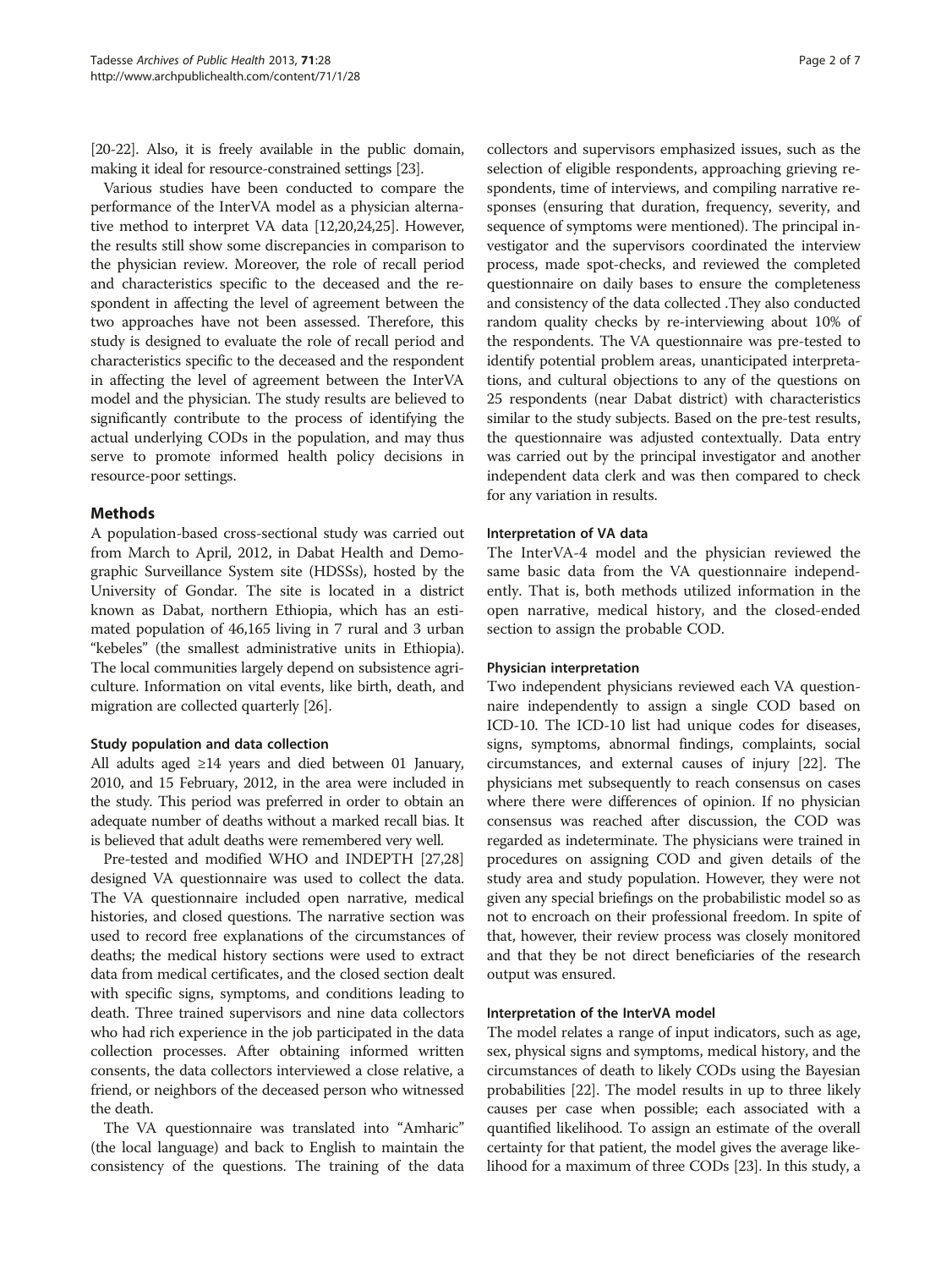[20-22]. Also, it is freely available in the public domain, making it ideal for resource-constrained settings [23].

Various studies have been conducted to compare the performance of the InterVA model as a physician alternative method to interpret VA data [12,20,24,25]. However, the results still show some discrepancies in comparison to the physician review. Moreover, the role of recall period and characteristics specific to the deceased and the respondent in affecting the level of agreement between the two approaches have not been assessed. Therefore, this study is designed to evaluate the role of recall period and characteristics specific to the deceased and the respondent in affecting the level of agreement between the InterVA model and the physician. The study results are believed to significantly contribute to the process of identifying the actual underlying CODs in the population, and may thus serve to promote informed health policy decisions in resource-poor settings.

## Methods

A population-based cross-sectional study was carried out from March to April, 2012, in Dabat Health and Demographic Surveillance System site (HDSSs), hosted by the University of Gondar. The site is located in a district known as Dabat, northern Ethiopia, which has an estimated population of 46,165 living in 7 rural and 3 urban "kebeles" (the smallest administrative units in Ethiopia). The local communities largely depend on subsistence agriculture. Information on vital events, like birth, death, and migration are collected quarterly [26].

### Study population and data collection

All adults aged ≥14 years and died between 01 January, 2010, and 15 February, 2012, in the area were included in the study. This period was preferred in order to obtain an adequate number of deaths without a marked recall bias. It is believed that adult deaths were remembered very well.

Pre-tested and modified WHO and INDEPTH [27,28] designed VA questionnaire was used to collect the data. The VA questionnaire included open narrative, medical histories, and closed questions. The narrative section was used to record free explanations of the circumstances of deaths; the medical history sections were used to extract data from medical certificates, and the closed section dealt with specific signs, symptoms, and conditions leading to death. Three trained supervisors and nine data collectors who had rich experience in the job participated in the data collection processes. After obtaining informed written consents, the data collectors interviewed a close relative, a friend, or neighbors of the deceased person who witnessed the death.

The VA questionnaire was translated into "Amharic" (the local language) and back to English to maintain the consistency of the questions. The training of the data collectors and supervisors emphasized issues, such as the selection of eligible respondents, approaching grieving respondents, time of interviews, and compiling narrative responses (ensuring that duration, frequency, severity, and sequence of symptoms were mentioned). The principal investigator and the supervisors coordinated the interview process, made spot-checks, and reviewed the completed questionnaire on daily bases to ensure the completeness and consistency of the data collected .They also conducted random quality checks by re-interviewing about 10% of the respondents. The VA questionnaire was pre-tested to identify potential problem areas, unanticipated interpretations, and cultural objections to any of the questions on 25 respondents (near Dabat district) with characteristics similar to the study subjects. Based on the pre-test results, the questionnaire was adjusted contextually. Data entry was carried out by the principal investigator and another independent data clerk and was then compared to check for any variation in results.

### Interpretation of VA data

The InterVA-4 model and the physician reviewed the same basic data from the VA questionnaire independently. That is, both methods utilized information in the open narrative, medical history, and the closed-ended section to assign the probable COD.

### Physician interpretation

Two independent physicians reviewed each VA questionnaire independently to assign a single COD based on ICD-10. The ICD-10 list had unique codes for diseases, signs, symptoms, abnormal findings, complaints, social circumstances, and external causes of injury [22]. The physicians met subsequently to reach consensus on cases where there were differences of opinion. If no physician consensus was reached after discussion, the COD was regarded as indeterminate. The physicians were trained in procedures on assigning COD and given details of the study area and study population. However, they were not given any special briefings on the probabilistic model so as not to encroach on their professional freedom. In spite of that, however, their review process was closely monitored and that they be not direct beneficiaries of the research output was ensured.

### Interpretation of the InterVA model

The model relates a range of input indicators, such as age, sex, physical signs and symptoms, medical history, and the circumstances of death to likely CODs using the Bayesian probabilities [22]. The model results in up to three likely causes per case when possible; each associated with a quantified likelihood. To assign an estimate of the overall certainty for that patient, the model gives the average likelihood for a maximum of three CODs [23]. In this study, a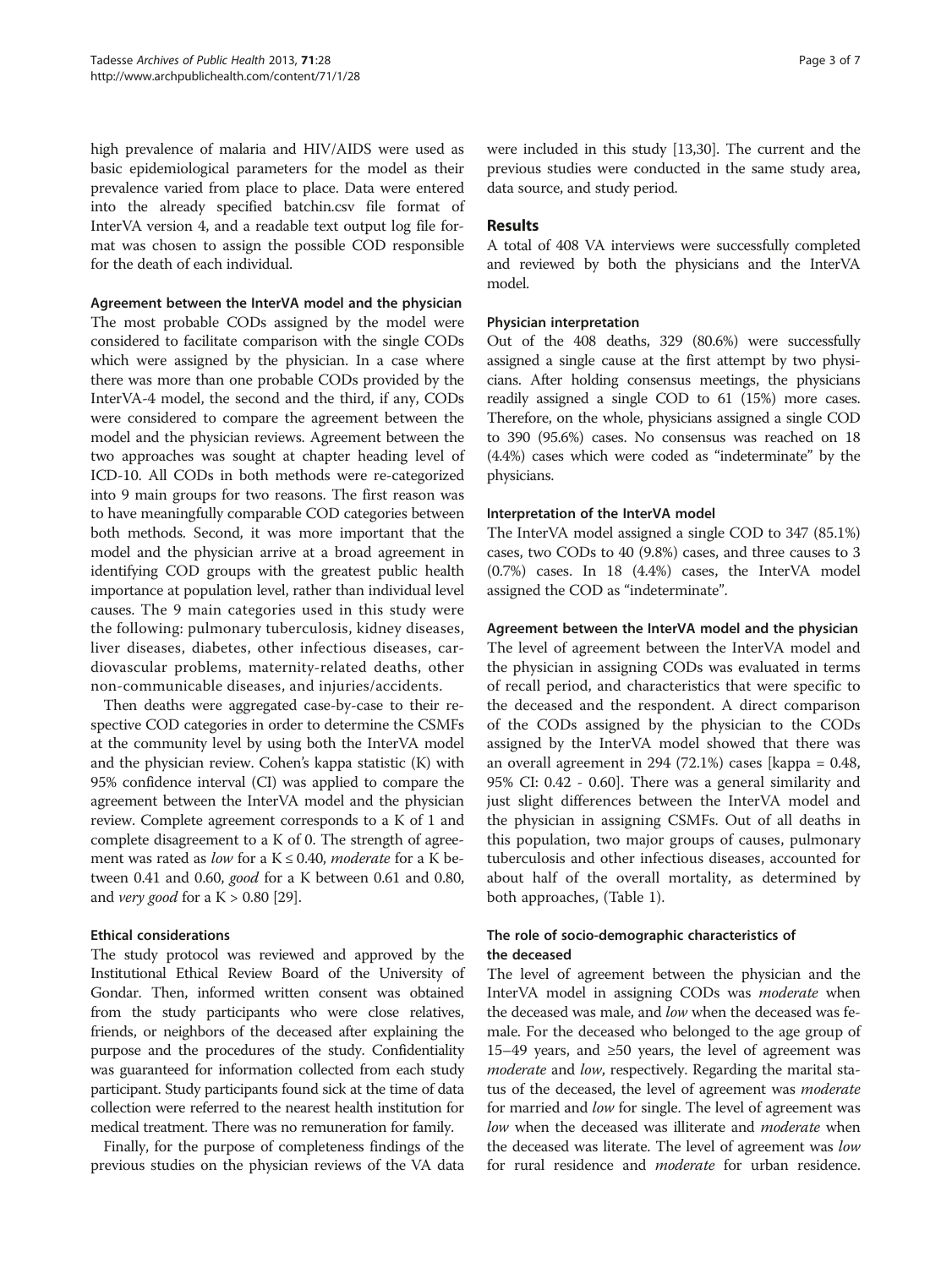high prevalence of malaria and HIV/AIDS were used as basic epidemiological parameters for the model as their prevalence varied from place to place. Data were entered into the already specified batchin.csv file format of InterVA version 4, and a readable text output log file format was chosen to assign the possible COD responsible for the death of each individual.

#### Agreement between the InterVA model and the physician

The most probable CODs assigned by the model were considered to facilitate comparison with the single CODs which were assigned by the physician. In a case where there was more than one probable CODs provided by the InterVA-4 model, the second and the third, if any, CODs were considered to compare the agreement between the model and the physician reviews. Agreement between the two approaches was sought at chapter heading level of ICD-10. All CODs in both methods were re-categorized into 9 main groups for two reasons. The first reason was to have meaningfully comparable COD categories between both methods. Second, it was more important that the model and the physician arrive at a broad agreement in identifying COD groups with the greatest public health importance at population level, rather than individual level causes. The 9 main categories used in this study were the following: pulmonary tuberculosis, kidney diseases, liver diseases, diabetes, other infectious diseases, cardiovascular problems, maternity-related deaths, other non-communicable diseases, and injuries/accidents.

Then deaths were aggregated case-by-case to their respective COD categories in order to determine the CSMFs at the community level by using both the InterVA model and the physician review. Cohen's kappa statistic (K) with 95% confidence interval (CI) was applied to compare the agreement between the InterVA model and the physician review. Complete agreement corresponds to a K of 1 and complete disagreement to a K of 0. The strength of agreement was rated as *low* for a $K \leq 0.40$, *moderate* for a K between 0.41 and 0.60, *good* for a K between 0.61 and 0.80, and *very good* for a $K > 0.80$ [29].

#### Ethical considerations

The study protocol was reviewed and approved by the Institutional Ethical Review Board of the University of Gondar. Then, informed written consent was obtained from the study participants who were close relatives, friends, or neighbors of the deceased after explaining the purpose and the procedures of the study. Confidentiality was guaranteed for information collected from each study participant. Study participants found sick at the time of data collection were referred to the nearest health institution for medical treatment. There was no remuneration for family.

Finally, for the purpose of completeness findings of the previous studies on the physician reviews of the VA data were included in this study [13,30]. The current and the previous studies were conducted in the same study area, data source, and study period.

## Results

A total of 408 VA interviews were successfully completed and reviewed by both the physicians and the InterVA model.

#### Physician interpretation

Out of the 408 deaths, 329 (80.6%) were successfully assigned a single cause at the first attempt by two physicians. After holding consensus meetings, the physicians readily assigned a single COD to 61 (15%) more cases. Therefore, on the whole, physicians assigned a single COD to 390 (95.6%) cases. No consensus was reached on 18 (4.4%) cases which were coded as "indeterminate" by the physicians.

#### Interpretation of the InterVA model

The InterVA model assigned a single COD to 347 (85.1%) cases, two CODs to 40 (9.8%) cases, and three causes to 3 (0.7%) cases. In 18 (4.4%) cases, the InterVA model assigned the COD as "indeterminate".

#### Agreement between the InterVA model and the physician

The level of agreement between the InterVA model and the physician in assigning CODs was evaluated in terms of recall period, and characteristics that were specific to the deceased and the respondent. A direct comparison of the CODs assigned by the physician to the CODs assigned by the InterVA model showed that there was an overall agreement in 294 (72.1%) cases [kappa = 0.48, 95% CI: 0.42 - 0.60]. There was a general similarity and just slight differences between the InterVA model and the physician in assigning CSMFs. Out of all deaths in this population, two major groups of causes, pulmonary tuberculosis and other infectious diseases, accounted for about half of the overall mortality, as determined by both approaches, (Table 1).

#### The role of socio-demographic characteristics of the deceased

The level of agreement between the physician and the InterVA model in assigning CODs was *moderate* when the deceased was male, and *low* when the deceased was female. For the deceased who belonged to the age group of 15–49 years, and ≥50 years, the level of agreement was *moderate* and *low*, respectively. Regarding the marital status of the deceased, the level of agreement was *moderate* for married and *low* for single. The level of agreement was *low* when the deceased was illiterate and *moderate* when the deceased was literate. The level of agreement was *low* for rural residence and *moderate* for urban residence.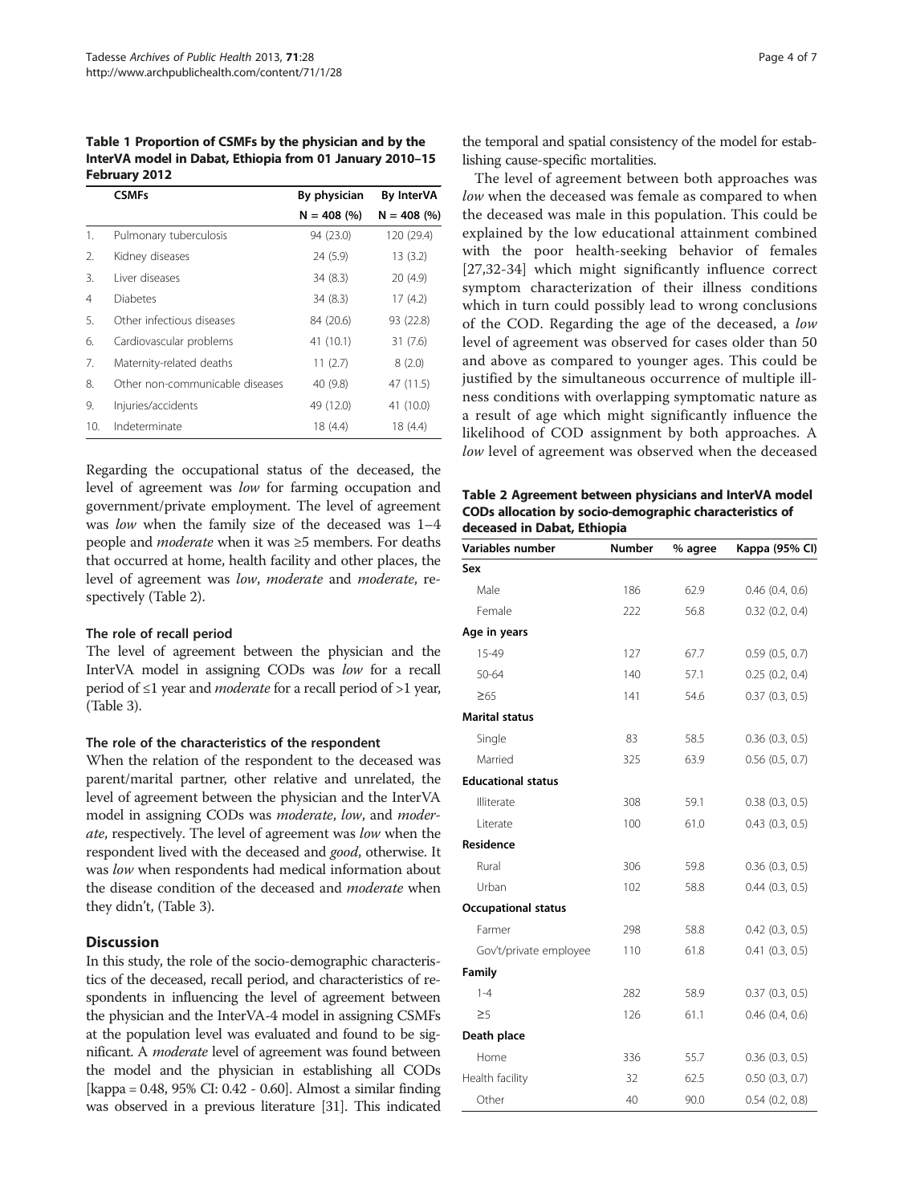**Table 1 Proportion of CSMFs by the physician and by the InterVA model in Dabat, Ethiopia from 01 January 2010–15 February 2012**

| | CSMFs | By physician | By InterVA |
|---|---|---|---|
| | | N = 408 (%) | N = 408 (%) |
| 1. | Pulmonary tuberculosis | 94 (23.0) | 120 (29.4) |
| 2. | Kidney diseases | 24 (5.9) | 13 (3.2) |
| 3. | Liver diseases | 34 (8.3) | 20 (4.9) |
| 4 | Diabetes | 34 (8.3) | 17 (4.2) |
| 5. | Other infectious diseases | 84 (20.6) | 93 (22.8) |
| 6. | Cardiovascular problems | 41 (10.1) | 31 (7.6) |
| 7. | Maternity-related deaths | 11 (2.7) | 8 (2.0) |
| 8. | Other non-communicable diseases | 40 (9.8) | 47 (11.5) |
| 9. | Injuries/accidents | 49 (12.0) | 41 (10.0) |
| 10. | Indeterminate | 18 (4.4) | 18 (4.4) |

Regarding the occupational status of the deceased, the level of agreement was *low* for farming occupation and government/private employment. The level of agreement was *low* when the family size of the deceased was 1–4 people and *moderate* when it was ≥5 members. For deaths that occurred at home, health facility and other places, the level of agreement was *low*, *moderate* and *moderate*, respectively (Table 2).

### The role of recall period

The level of agreement between the physician and the InterVA model in assigning CODs was *low* for a recall period of ≤1 year and *moderate* for a recall period of >1 year, (Table 3).

### The role of the characteristics of the respondent

When the relation of the respondent to the deceased was parent/marital partner, other relative and unrelated, the level of agreement between the physician and the InterVA model in assigning CODs was *moderate*, *low*, and *moderate*, respectively. The level of agreement was *low* when the respondent lived with the deceased and *good*, otherwise. It was *low* when respondents had medical information about the disease condition of the deceased and *moderate* when they didn't, (Table 3).

## Discussion

In this study, the role of the socio-demographic characteristics of the deceased, recall period, and characteristics of respondents in influencing the level of agreement between the physician and the InterVA-4 model in assigning CSMFs at the population level was evaluated and found to be significant. A *moderate* level of agreement was found between the model and the physician in establishing all CODs [kappa = 0.48, 95% CI: 0.42 - 0.60]. Almost a similar finding was observed in a previous literature [31]. This indicated the temporal and spatial consistency of the model for establishing cause-specific mortalities.

The level of agreement between both approaches was *low* when the deceased was female as compared to when the deceased was male in this population. This could be explained by the low educational attainment combined with the poor health-seeking behavior of females [27,32-34] which might significantly influence correct symptom characterization of their illness conditions which in turn could possibly lead to wrong conclusions of the COD. Regarding the age of the deceased, a *low* level of agreement was observed for cases older than 50 and above as compared to younger ages. This could be justified by the simultaneous occurrence of multiple illness conditions with overlapping symptomatic nature as a result of age which might significantly influence the likelihood of COD assignment by both approaches. A *low* level of agreement was observed when the deceased

**Table 2 Agreement between physicians and InterVA model CODs allocation by socio-demographic characteristics of deceased in Dabat, Ethiopia**

| Variables number | Number | % agree | Kappa (95% CI) |
|---|---|---|---|
| **Sex** | | | |
| Male | 186 | 62.9 | 0.46 (0.4, 0.6) |
| Female | 222 | 56.8 | 0.32 (0.2, 0.4) |
| **Age in years** | | | |
| 15-49 | 127 | 67.7 | 0.59 (0.5, 0.7) |
| 50-64 | 140 | 57.1 | 0.25 (0.2, 0.4) |
| ≥65 | 141 | 54.6 | 0.37 (0.3, 0.5) |
| **Marital status** | | | |
| Single | 83 | 58.5 | 0.36 (0.3, 0.5) |
| Married | 325 | 63.9 | 0.56 (0.5, 0.7) |
| **Educational status** | | | |
| Illiterate | 308 | 59.1 | 0.38 (0.3, 0.5) |
| Literate | 100 | 61.0 | 0.43 (0.3, 0.5) |
| **Residence** | | | |
| Rural | 306 | 59.8 | 0.36 (0.3, 0.5) |
| Urban | 102 | 58.8 | 0.44 (0.3, 0.5) |
| **Occupational status** | | | |
| Farmer | 298 | 58.8 | 0.42 (0.3, 0.5) |
| Gov't/private employee | 110 | 61.8 | 0.41 (0.3, 0.5) |
| **Family** | | | |
| 1-4 | 282 | 58.9 | 0.37 (0.3, 0.5) |
| ≥5 | 126 | 61.1 | 0.46 (0.4, 0.6) |
| **Death place** | | | |
| Home | 336 | 55.7 | 0.36 (0.3, 0.5) |
| Health facility | 32 | 62.5 | 0.50 (0.3, 0.7) |
| Other | 40 | 90.0 | 0.54 (0.2, 0.8) |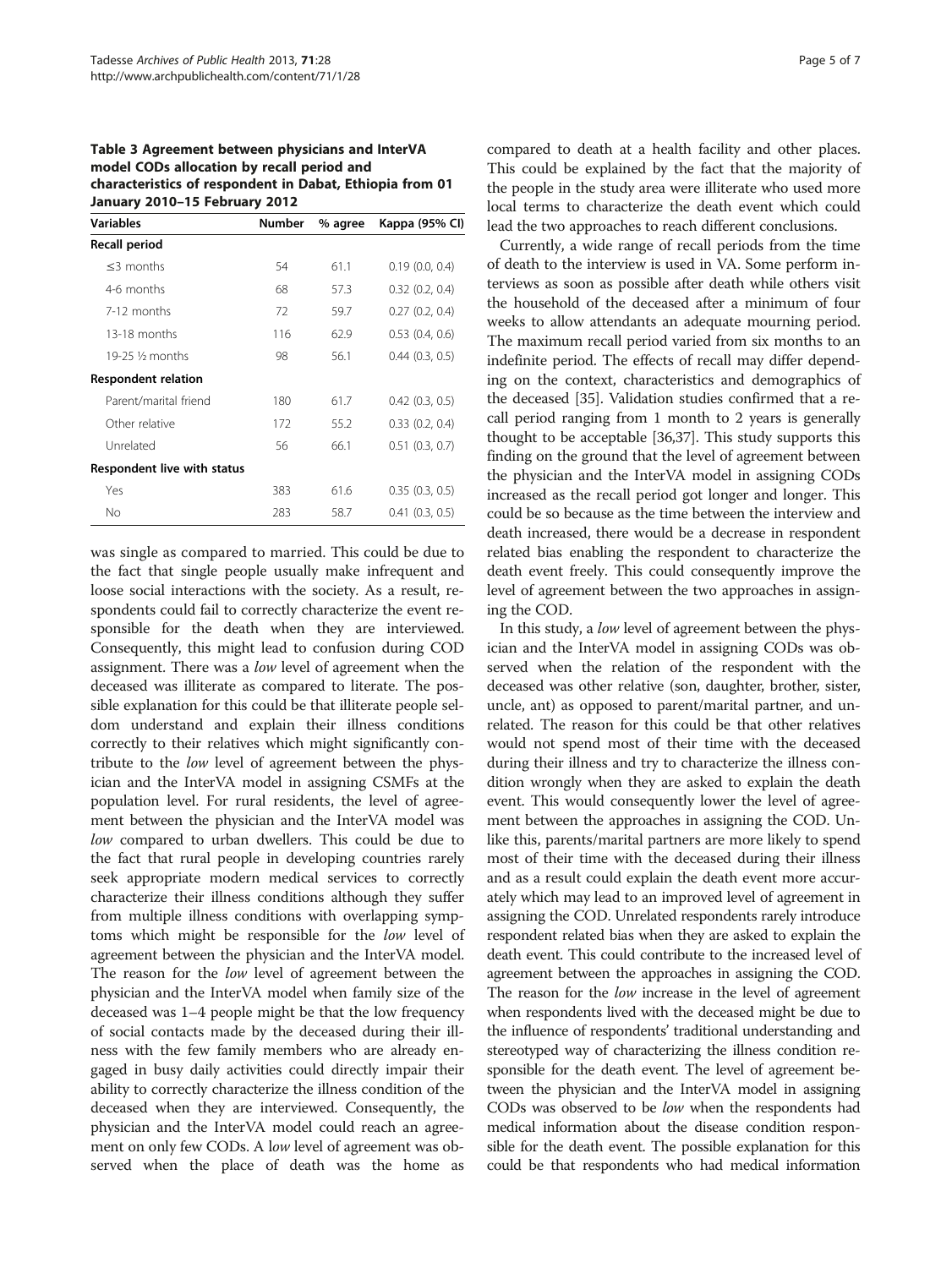**Table 3 Agreement between physicians and InterVA model CODs allocation by recall period and characteristics of respondent in Dabat, Ethiopia from 01 January 2010–15 February 2012**

| Variables | Number | % agree | Kappa (95% CI) |
|---|---|---|---|
| **Recall period** | | | |
| ≤3 months | 54 | 61.1 | 0.19 (0.0, 0.4) |
| 4-6 months | 68 | 57.3 | 0.32 (0.2, 0.4) |
| 7-12 months | 72 | 59.7 | 0.27 (0.2, 0.4) |
| 13-18 months | 116 | 62.9 | 0.53 (0.4, 0.6) |
| 19-25 ½ months | 98 | 56.1 | 0.44 (0.3, 0.5) |
| **Respondent relation** | | | |
| Parent/marital friend | 180 | 61.7 | 0.42 (0.3, 0.5) |
| Other relative | 172 | 55.2 | 0.33 (0.2, 0.4) |
| Unrelated | 56 | 66.1 | 0.51 (0.3, 0.7) |
| **Respondent live with status** | | | |
| Yes | 383 | 61.6 | 0.35 (0.3, 0.5) |
| No | 283 | 58.7 | 0.41 (0.3, 0.5) |

was single as compared to married. This could be due to the fact that single people usually make infrequent and loose social interactions with the society. As a result, respondents could fail to correctly characterize the event responsible for the death when they are interviewed. Consequently, this might lead to confusion during COD assignment. There was a *low* level of agreement when the deceased was illiterate as compared to literate. The possible explanation for this could be that illiterate people seldom understand and explain their illness conditions correctly to their relatives which might significantly contribute to the *low* level of agreement between the physician and the InterVA model in assigning CSMFs at the population level. For rural residents, the level of agreement between the physician and the InterVA model was *low* compared to urban dwellers. This could be due to the fact that rural people in developing countries rarely seek appropriate modern medical services to correctly characterize their illness conditions although they suffer from multiple illness conditions with overlapping symptoms which might be responsible for the *low* level of agreement between the physician and the InterVA model. The reason for the *low* level of agreement between the physician and the InterVA model when family size of the deceased was 1–4 people might be that the low frequency of social contacts made by the deceased during their illness with the few family members who are already engaged in busy daily activities could directly impair their ability to correctly characterize the illness condition of the deceased when they are interviewed. Consequently, the physician and the InterVA model could reach an agreement on only few CODs. A l*ow* level of agreement was observed when the place of death was the home as compared to death at a health facility and other places. This could be explained by the fact that the majority of the people in the study area were illiterate who used more local terms to characterize the death event which could lead the two approaches to reach different conclusions.

Currently, a wide range of recall periods from the time of death to the interview is used in VA. Some perform interviews as soon as possible after death while others visit the household of the deceased after a minimum of four weeks to allow attendants an adequate mourning period. The maximum recall period varied from six months to an indefinite period. The effects of recall may differ depending on the context, characteristics and demographics of the deceased [35]. Validation studies confirmed that a recall period ranging from 1 month to 2 years is generally thought to be acceptable [36,37]. This study supports this finding on the ground that the level of agreement between the physician and the InterVA model in assigning CODs increased as the recall period got longer and longer. This could be so because as the time between the interview and death increased, there would be a decrease in respondent related bias enabling the respondent to characterize the death event freely. This could consequently improve the level of agreement between the two approaches in assigning the COD.

In this study, a *low* level of agreement between the physician and the InterVA model in assigning CODs was observed when the relation of the respondent with the deceased was other relative (son, daughter, brother, sister, uncle, ant) as opposed to parent/marital partner, and unrelated. The reason for this could be that other relatives would not spend most of their time with the deceased during their illness and try to characterize the illness condition wrongly when they are asked to explain the death event. This would consequently lower the level of agreement between the approaches in assigning the COD. Unlike this, parents/marital partners are more likely to spend most of their time with the deceased during their illness and as a result could explain the death event more accurately which may lead to an improved level of agreement in assigning the COD. Unrelated respondents rarely introduce respondent related bias when they are asked to explain the death event. This could contribute to the increased level of agreement between the approaches in assigning the COD. The reason for the *low* increase in the level of agreement when respondents lived with the deceased might be due to the influence of respondents' traditional understanding and stereotyped way of characterizing the illness condition responsible for the death event. The level of agreement between the physician and the InterVA model in assigning CODs was observed to be *low* when the respondents had medical information about the disease condition responsible for the death event. The possible explanation for this could be that respondents who had medical information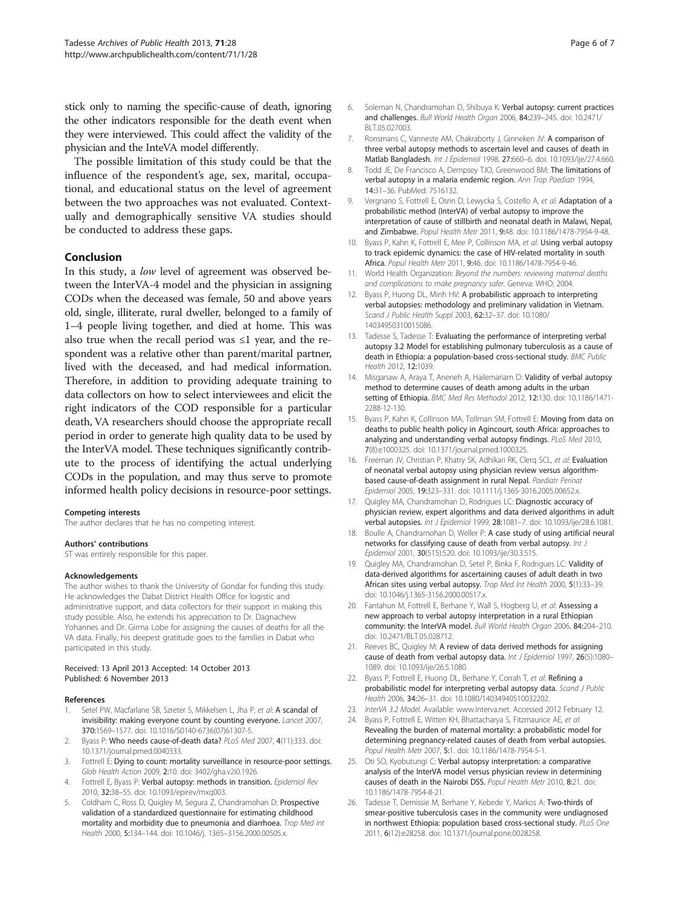stick only to naming the specific-cause of death, ignoring the other indicators responsible for the death event when they were interviewed. This could affect the validity of the physician and the InteVA model differently.

The possible limitation of this study could be that the influence of the respondent's age, sex, marital, occupational, and educational status on the level of agreement between the two approaches was not evaluated. Contextually and demographically sensitive VA studies should be conducted to address these gaps.

## Conclusion

In this study, a *low* level of agreement was observed between the InterVA-4 model and the physician in assigning CODs when the deceased was female, 50 and above years old, single, illiterate, rural dweller, belonged to a family of 1–4 people living together, and died at home. This was also true when the recall period was ≤1 year, and the respondent was a relative other than parent/marital partner, lived with the deceased, and had medical information. Therefore, in addition to providing adequate training to data collectors on how to select interviewees and elicit the right indicators of the COD responsible for a particular death, VA researchers should choose the appropriate recall period in order to generate high quality data to be used by the InterVA model. These techniques significantly contribute to the process of identifying the actual underlying CODs in the population, and may thus serve to promote informed health policy decisions in resource-poor settings.

#### Competing interests

The author declares that he has no competing interest.

#### Authors' contributions

ST was entirely responsible for this paper.

#### Acknowledgements

The author wishes to thank the University of Gondar for funding this study. He acknowledges the Dabat District Health Office for logistic and administrative support, and data collectors for their support in making this study possible. Also, he extends his appreciation to Dr. Dagnachew Yohannes and Dr. Girma Lobe for assigning the causes of deaths for all the VA data. Finally, his deepest gratitude goes to the families in Dabat who participated in this study.

Received: 13 April 2013 Accepted: 14 October 2013
Published: 6 November 2013

#### References

1. Setel PW, Macfarlane SB, Szreter S, Mikkelsen L, Jha P, *et al*: **A scandal of invisibility: making everyone count by counting everyone.** *Lancet* 2007, **370:**1569–1577. doi: 10.1016/S0140-6736(07)61307-5.
2. Byass P: **Who needs cause-of-death data?** *PLoS Med* 2007, **4**(11):333. doi: 10.1371/journal.pmed.0040333.
3. Fottrell E: **Dying to count: mortality surveillance in resource-poor settings.** *Glob Health Action* 2009, **2:**10. doi: 3402/gha.v2i0.1926.
4. Fottrell E, Byass P: **Verbal autopsy: methods in transition.** *Epidemiol Rev* 2010, **32:**38–55. doi: 10.1093/epirev/mxq003.
5. Coldham C, Ross D, Quigley M, Segura Z, Chandramohan D: **Prospective validation of a standardized questionnaire for estimating childhood mortality and morbidity due to pneumonia and diarrhoea.** *Trop Med Int Health* 2000, **5:**134–144. doi: 10.1046/j. 1365–3156.2000.00505.x.
6. Soleman N, Chandramohan D, Shibuya K: **Verbal autopsy: current practices and challenges.** *Bull World Health Organ* 2006, **84:**239–245. doi: 10.2471/BLT.05.027003.
7. Ronsmans C, Vanneste AM, Chakraborty J, Ginneken JV: **A comparison of three verbal autopsy methods to ascertain level and causes of death in Matlab Bangladesh.** *Int J Epidemiol* 1998, **27:**660–6. doi: 10.1093/ije/27.4.660.
8. Todd JE, De Francisco A, Dempsey TJO, Greenwood BM: **The limitations of verbal autopsy in a malaria endemic region.** *Ann Trop Paediatr* 1994, **14:**31–36. PubMed: 7516132.
9. Vergnano S, Fottrell E, Osrin D, Lewycka S, Costello A, *et al*: **Adaptation of a probabilistic method (InterVA) of verbal autopsy to improve the interpretation of cause of stillbirth and neonatal death in Malawi, Nepal, and Zimbabwe.** *Popul Health Metr* 2011, **9:**48. doi: 10.1186/1478-7954-9-48.
10. Byass P, Kahn K, Fottrell E, Mee P, Collinson MA, *et al*: **Using verbal autopsy to track epidemic dynamics: the case of HIV-related mortality in south Africa.** *Popul Health Metr* 2011, **9:**46. doi: 10.1186/1478-7954-9-46.
11. World Health Organization: *Beyond the numbers: reviewing maternal deaths and complications to make pregnancy safer.* Geneva: WHO; 2004.
12. Byass P, Huong DL, Minh HV: **A probabilistic approach to interpreting verbal autopsies: methodology and preliminary validation in Vietnam.** *Scand J Public Health Suppl* 2003, **62:**32–37. doi: 10.1080/14034950310015086.
13. Tadesse S, Tadesse T: **Evaluating the performance of interpreting verbal autopsy 3.2 Model for establishing pulmonary tuberculosis as a cause of death in Ethiopia: a population-based cross-sectional study.** *BMC Public Health* 2012, **12:**1039.
14. Misganaw A, Araya T, Aneneh A, Hailemariam D: **Validity of verbal autopsy method to determine causes of death among adults in the urban setting of Ethiopia.** *BMC Med Res Methodol* 2012, **12:**130. doi: 10.1186/1471-2288-12-130.
15. Byass P, Kahn K, Collinson MA, Tollman SM, Fottrell E: **Moving from data on deaths to public health policy in Agincourt, south Africa: approaches to analyzing and understanding verbal autopsy findings.** *PLoS Med* 2010, **7**(8):e1000325. doi: 10.1371/journal.pmed.1000325.
16. Freeman JV, Christian P, Khatry SK, Adhikari RK, Clerq SCL, *et al*: **Evaluation of neonatal verbal autopsy using physician review versus algorithm-based cause-of-death assignment in rural Nepal.** *Paediatr Perinat Epidemiol* 2005, **19:**323–331. doi: 10.1111/j.1365-3016.2005.00652.x.
17. Quigley MA, Chandramohan D, Rodrigues LC: **Diagnostic accuracy of physician review, expert algorithms and data derived algorithms in adult verbal autopsies.** *Int J Epidemiol* 1999, **28:**1081–7. doi: 10.1093/ije/28.6.1081.
18. Boulle A, Chandramohan D, Weller P: **A case study of using artificial neural networks for classifying cause of death from verbal autopsy.** *Int J Epidemiol* 2001, **30**(515):520. doi: 10.1093/ije/30.3.515.
19. Quigley MA, Chandramohan D, Setel P, Binka F, Rodrigues LC: **Validity of data-derived algorithms for ascertaining causes of adult death in two African sites using verbal autopsy.** *Trop Med Int Health* 2000, **5**(1):33–39. doi: 10.1046/j.1365-3156.2000.00517.x.
20. Fantahun M, Fottrell E, Berhane Y, Wall S, Hogberg U, *et al*: **Assessing a new approach to verbal autopsy interpretation in a rural Ethiopian community: the InterVA model.** *Bull World Health Organ* 2006, **84:**204–210. doi: 10.2471/BLT.05.028712.
21. Reeves BC, Quigley M: **A review of data derived methods for assigning cause of death from verbal autopsy data.** *Int J Epidemiol* 1997, **26**(5):1080–1089. doi: 10.1093/ije/26.5.1080.
22. Byass P, Fottrell E, Huong DL, Berhane Y, Corrah T, *et al*: **Refining a probabilistic model for interpreting verbal autopsy data.** *Scand J Public Health* 2006, **34:**26–31. doi: 10.1080/14034940510032202.
23. *InterVA 3.2 Model.* Available: www.interva.net. Accessed 2012 February 12.
24. Byass P, Fottrell E, Witten KH, Bhattacharya S, Fitzmaurice AE, *et al*: **Revealing the burden of maternal mortality: a probabilistic model for determining pregnancy-related causes of death from verbal autopsies.** *Popul Health Metr* 2007, **5:**1. doi: 10.1186/1478-7954-5-1.
25. Oti SO, Kyobutungi C: **Verbal autopsy interpretation: a comparative analysis of the InterVA model versus physician review in determining causes of death in the Nairobi DSS.** *Popul Health Metr* 2010, **8:**21. doi: 10.1186/1478-7954-8-21.
26. Tadesse T, Demissie M, Berhane Y, Kebede Y, Markos A: **Two-thirds of smear-positive tuberculosis cases in the community were undiagnosed in northwest Ethiopia: population based cross-sectional study.** *PLoS One* 2011, **6**(12):e28258. doi: 10.1371/journal.pone.0028258.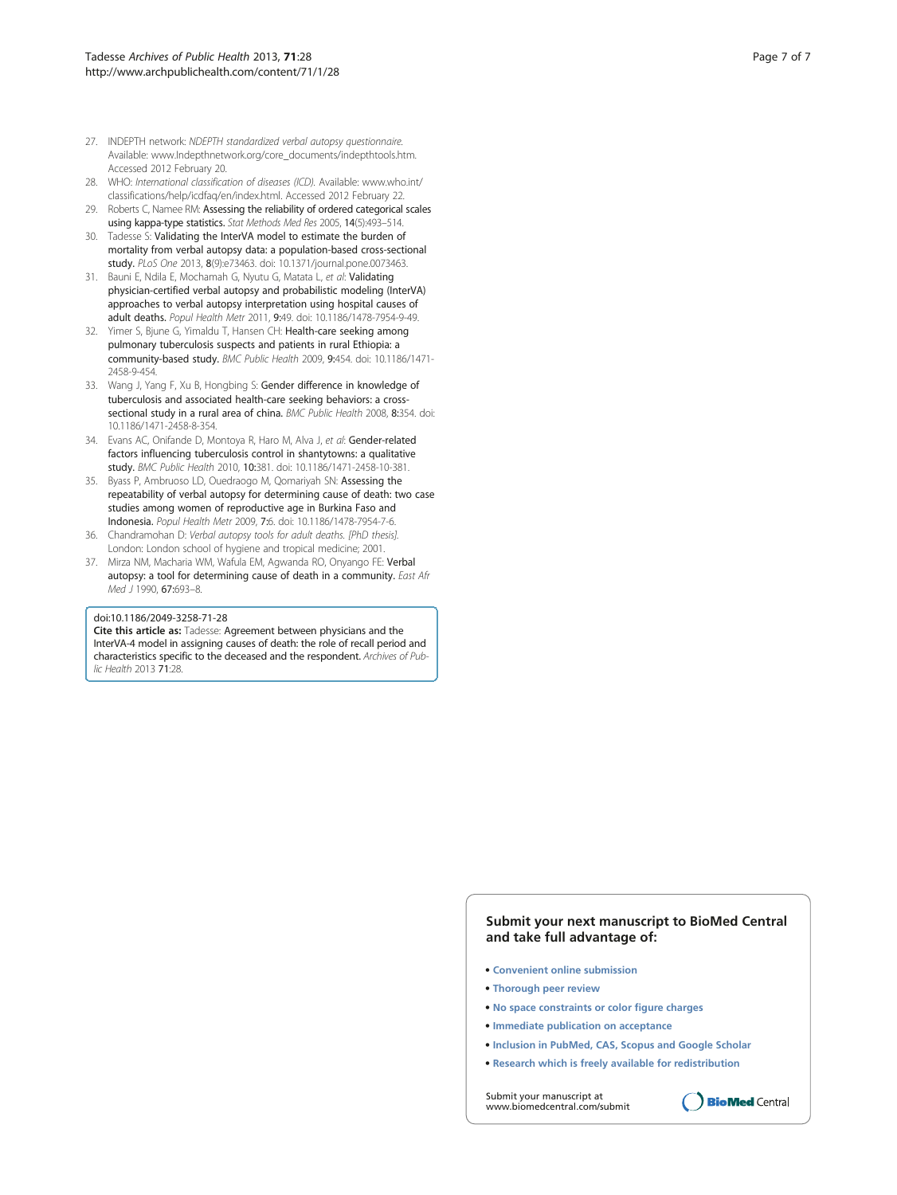27. INDEPTH network: *NDEPTH standardized verbal autopsy questionnaire.* Available: www.Indepthnetwork.org/core_documents/indepthtools.htm. Accessed 2012 February 20.
28. WHO: *International classification of diseases (ICD).* Available: www.who.int/classifications/help/icdfaq/en/index.html. Accessed 2012 February 22.
29. Roberts C, Namee RM: **Assessing the reliability of ordered categorical scales using kappa-type statistics.** *Stat Methods Med Res* 2005, **14**(5):493–514.
30. Tadesse S: **Validating the InterVA model to estimate the burden of mortality from verbal autopsy data: a population-based cross-sectional study.** *PLoS One* 2013, **8**(9):e73463. doi: 10.1371/journal.pone.0073463.
31. Bauni E, Ndila E, Mochamah G, Nyutu G, Matata L, *et al*: **Validating physician-certified verbal autopsy and probabilistic modeling (InterVA) approaches to verbal autopsy interpretation using hospital causes of adult deaths.** *Popul Health Metr* 2011, **9**:49. doi: 10.1186/1478-7954-9-49.
32. Yimer S, Bjune G, Yimaldu T, Hansen CH: **Health-care seeking among pulmonary tuberculosis suspects and patients in rural Ethiopia: a community-based study.** *BMC Public Health* 2009, **9**:454. doi: 10.1186/1471-2458-9-454.
33. Wang J, Yang F, Xu B, Hongbing S: **Gender difference in knowledge of tuberculosis and associated health-care seeking behaviors: a cross-sectional study in a rural area of china.** *BMC Public Health* 2008, **8**:354. doi: 10.1186/1471-2458-8-354.
34. Evans AC, Onifande D, Montoya R, Haro M, Alva J, *et al*: **Gender-related factors influencing tuberculosis control in shantytowns: a qualitative study.** *BMC Public Health* 2010, **10**:381. doi: 10.1186/1471-2458-10-381.
35. Byass P, Ambruoso LD, Ouedraogo M, Qomariyah SN: **Assessing the repeatability of verbal autopsy for determining cause of death: two case studies among women of reproductive age in Burkina Faso and Indonesia.** *Popul Health Metr* 2009, **7**:6. doi: 10.1186/1478-7954-7-6.
36. Chandramohan D: *Verbal autopsy tools for adult deaths. [PhD thesis].* London: London school of hygiene and tropical medicine; 2001.
37. Mirza NM, Macharia WM, Wafula EM, Agwanda RO, Onyango FE: **Verbal autopsy: a tool for determining cause of death in a community.** *East Afr Med J* 1990, **67**:693–8.

doi:10.1186/2049-3258-71-28
**Cite this article as:** Tadesse: Agreement between physicians and the InterVA-4 model in assigning causes of death: the role of recall period and characteristics specific to the deceased and the respondent. *Archives of Public Health* 2013 **71**:28.

**Submit your next manuscript to BioMed Central and take full advantage of:**

- **Convenient online submission**
- **Thorough peer review**
- **No space constraints or color figure charges**
- **Immediate publication on acceptance**
- **Inclusion in PubMed, CAS, Scopus and Google Scholar**
- **Research which is freely available for redistribution**

Submit your manuscript at
www.biomedcentral.com/submit

BioMed Central